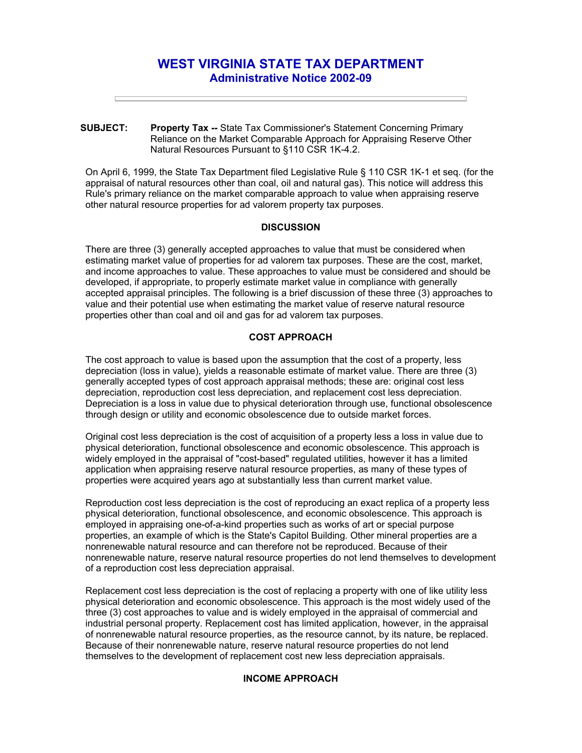# WEST VIRGINIA STATE TAX DEPARTMENT
## Administrative Notice 2002-09

**SUBJECT:** **Property Tax --** State Tax Commissioner's Statement Concerning Primary Reliance on the Market Comparable Approach for Appraising Reserve Other Natural Resources Pursuant to §110 CSR 1K-4.2.

On April 6, 1999, the State Tax Department filed Legislative Rule § 110 CSR 1K-1 et seq. (for the appraisal of natural resources other than coal, oil and natural gas). This notice will address this Rule's primary reliance on the market comparable approach to value when appraising reserve other natural resource properties for ad valorem property tax purposes.

### DISCUSSION

There are three (3) generally accepted approaches to value that must be considered when estimating market value of properties for ad valorem tax purposes. These are the cost, market, and income approaches to value. These approaches to value must be considered and should be developed, if appropriate, to properly estimate market value in compliance with generally accepted appraisal principles. The following is a brief discussion of these three (3) approaches to value and their potential use when estimating the market value of reserve natural resource properties other than coal and oil and gas for ad valorem tax purposes.

### COST APPROACH

The cost approach to value is based upon the assumption that the cost of a property, less depreciation (loss in value), yields a reasonable estimate of market value. There are three (3) generally accepted types of cost approach appraisal methods; these are: original cost less depreciation, reproduction cost less depreciation, and replacement cost less depreciation. Depreciation is a loss in value due to physical deterioration through use, functional obsolescence through design or utility and economic obsolescence due to outside market forces.

Original cost less depreciation is the cost of acquisition of a property less a loss in value due to physical deterioration, functional obsolescence and economic obsolescence. This approach is widely employed in the appraisal of "cost-based" regulated utilities, however it has a limited application when appraising reserve natural resource properties, as many of these types of properties were acquired years ago at substantially less than current market value.

Reproduction cost less depreciation is the cost of reproducing an exact replica of a property less physical deterioration, functional obsolescence, and economic obsolescence. This approach is employed in appraising one-of-a-kind properties such as works of art or special purpose properties, an example of which is the State's Capitol Building. Other mineral properties are a nonrenewable natural resource and can therefore not be reproduced. Because of their nonrenewable nature, reserve natural resource properties do not lend themselves to development of a reproduction cost less depreciation appraisal.

Replacement cost less depreciation is the cost of replacing a property with one of like utility less physical deterioration and economic obsolescence. This approach is the most widely used of the three (3) cost approaches to value and is widely employed in the appraisal of commercial and industrial personal property. Replacement cost has limited application, however, in the appraisal of nonrenewable natural resource properties, as the resource cannot, by its nature, be replaced. Because of their nonrenewable nature, reserve natural resource properties do not lend themselves to the development of replacement cost new less depreciation appraisals.

### INCOME APPROACH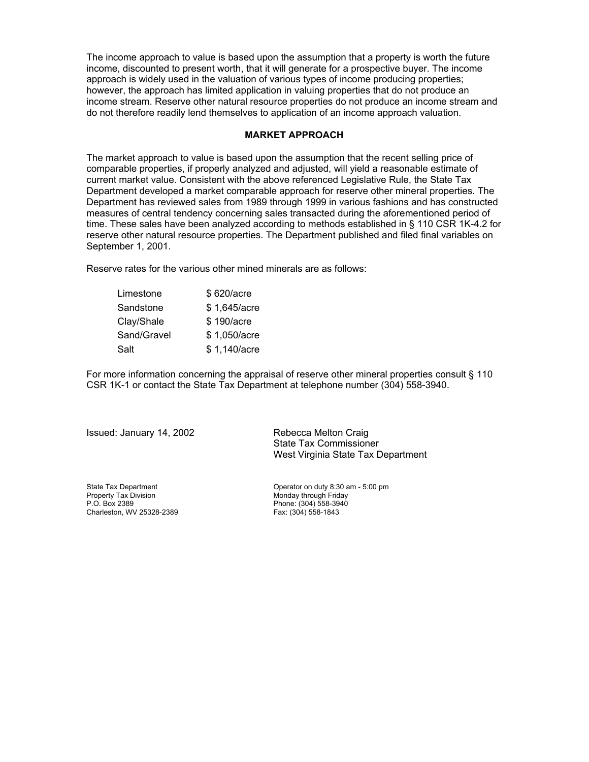The income approach to value is based upon the assumption that a property is worth the future income, discounted to present worth, that it will generate for a prospective buyer. The income approach is widely used in the valuation of various types of income producing properties; however, the approach has limited application in valuing properties that do not produce an income stream. Reserve other natural resource properties do not produce an income stream and do not therefore readily lend themselves to application of an income approach valuation.

## MARKET APPROACH

The market approach to value is based upon the assumption that the recent selling price of comparable properties, if properly analyzed and adjusted, will yield a reasonable estimate of current market value. Consistent with the above referenced Legislative Rule, the State Tax Department developed a market comparable approach for reserve other mineral properties. The Department has reviewed sales from 1989 through 1999 in various fashions and has constructed measures of central tendency concerning sales transacted during the aforementioned period of time. These sales have been analyzed according to methods established in § 110 CSR 1K-4.2 for reserve other natural resource properties. The Department published and filed final variables on September 1, 2001.

Reserve rates for the various other mined minerals are as follows:

| | |
|---|---|
| Limestone | $ 620/acre |
| Sandstone | $ 1,645/acre |
| Clay/Shale | $ 190/acre |
| Sand/Gravel | $ 1,050/acre |
| Salt | $ 1,140/acre |

For more information concerning the appraisal of reserve other mineral properties consult § 110 CSR 1K-1 or contact the State Tax Department at telephone number (304) 558-3940.

Issued: January 14, 2002

Rebecca Melton Craig
State Tax Commissioner
West Virginia State Tax Department

State Tax Department
Property Tax Division
P.O. Box 2389
Charleston, WV 25328-2389

Operator on duty 8:30 am - 5:00 pm
Monday through Friday
Phone: (304) 558-3940
Fax: (304) 558-1843